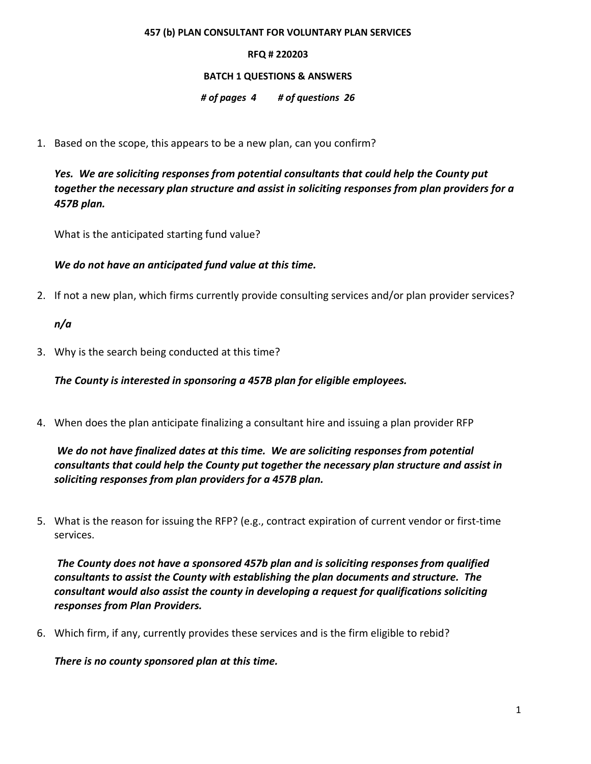**457 (b) PLAN CONSULTANT FOR VOLUNTARY PLAN SERVICES**

**RFQ # 220203**

**BATCH 1 QUESTIONS & ANSWERS**

***# of pages 4 # of questions 26***

1. Based on the scope, this appears to be a new plan, can you confirm?

   ***Yes. We are soliciting responses from potential consultants that could help the County put together the necessary plan structure and assist in soliciting responses from plan providers for a 457B plan.***

   What is the anticipated starting fund value?

   ***We do not have an anticipated fund value at this time.***

2. If not a new plan, which firms currently provide consulting services and/or plan provider services?

   ***n/a***

3. Why is the search being conducted at this time?

   ***The County is interested in sponsoring a 457B plan for eligible employees.***

4. When does the plan anticipate finalizing a consultant hire and issuing a plan provider RFP

   ***We do not have finalized dates at this time. We are soliciting responses from potential consultants that could help the County put together the necessary plan structure and assist in soliciting responses from plan providers for a 457B plan.***

5. What is the reason for issuing the RFP? (e.g., contract expiration of current vendor or first-time services.

   ***The County does not have a sponsored 457b plan and is soliciting responses from qualified consultants to assist the County with establishing the plan documents and structure. The consultant would also assist the county in developing a request for qualifications soliciting responses from Plan Providers.***

6. Which firm, if any, currently provides these services and is the firm eligible to rebid?

   ***There is no county sponsored plan at this time.***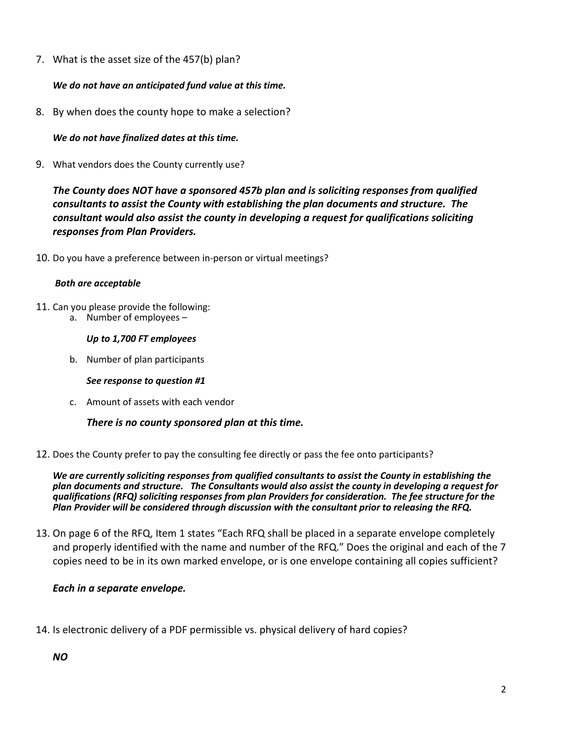7. What is the asset size of the 457(b) plan?

   ***We do not have an anticipated fund value at this time.***

8. By when does the county hope to make a selection?

   ***We do not have finalized dates at this time.***

9. What vendors does the County currently use?

   ***The County does NOT have a sponsored 457b plan and is soliciting responses from qualified consultants to assist the County with establishing the plan documents and structure. The consultant would also assist the county in developing a request for qualifications soliciting responses from Plan Providers.***

10. Do you have a preference between in-person or virtual meetings?

    ***Both are acceptable***

11. Can you please provide the following:
    a. Number of employees –

       ***Up to 1,700 FT employees***

    b. Number of plan participants

       ***See response to question #1***

    c. Amount of assets with each vendor

       ***There is no county sponsored plan at this time.***

12. Does the County prefer to pay the consulting fee directly or pass the fee onto participants?

    ***We are currently soliciting responses from qualified consultants to assist the County in establishing the plan documents and structure. The Consultants would also assist the county in developing a request for qualifications (RFQ) soliciting responses from plan Providers for consideration. The fee structure for the Plan Provider will be considered through discussion with the consultant prior to releasing the RFQ.***

13. On page 6 of the RFQ, Item 1 states "Each RFQ shall be placed in a separate envelope completely and properly identified with the name and number of the RFQ." Does the original and each of the 7 copies need to be in its own marked envelope, or is one envelope containing all copies sufficient?

    ***Each in a separate envelope.***

14. Is electronic delivery of a PDF permissible vs. physical delivery of hard copies?

    ***NO***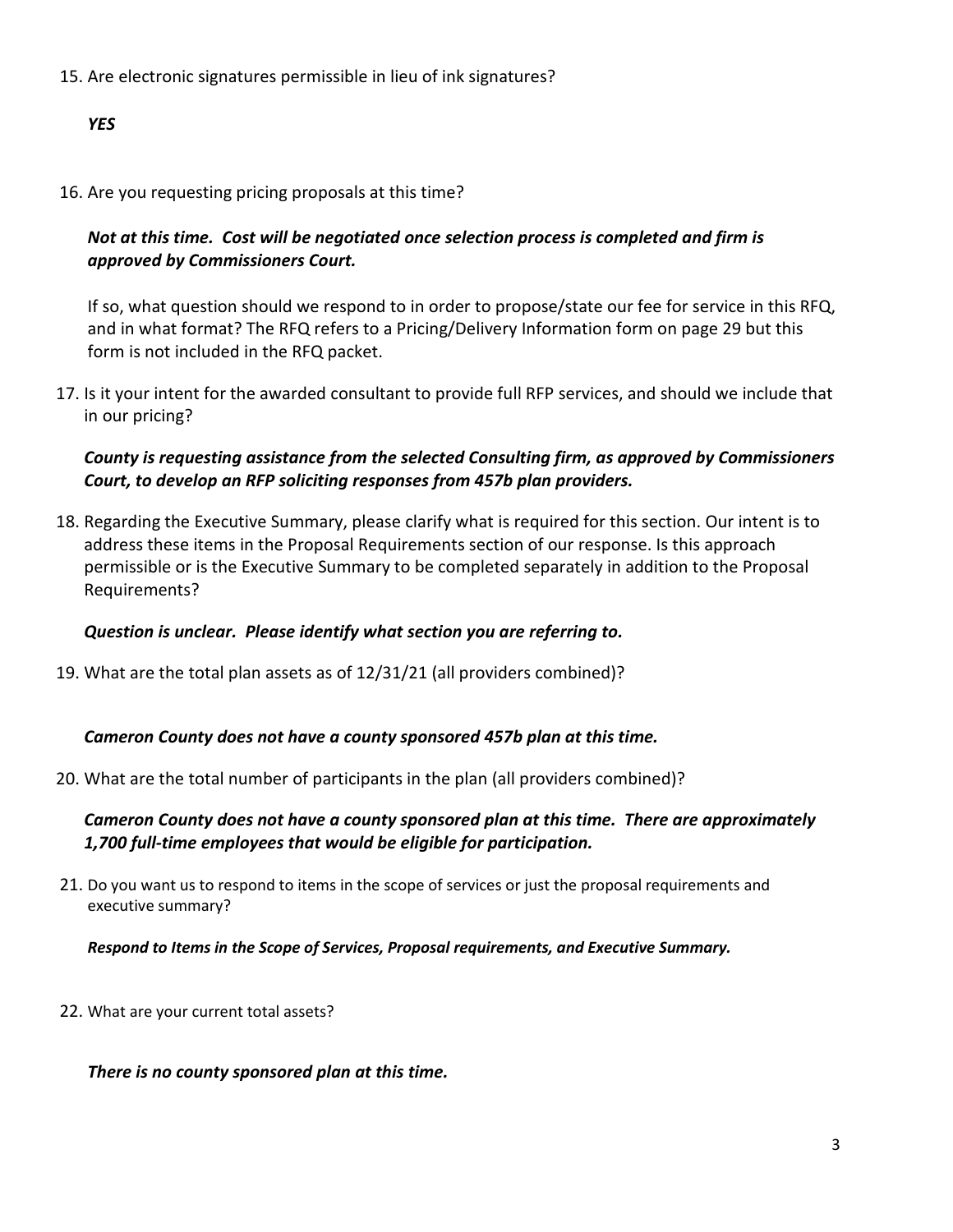15. Are electronic signatures permissible in lieu of ink signatures?

    ***YES***

16. Are you requesting pricing proposals at this time?

    ***Not at this time. Cost will be negotiated once selection process is completed and firm is approved by Commissioners Court.***

    If so, what question should we respond to in order to propose/state our fee for service in this RFQ, and in what format? The RFQ refers to a Pricing/Delivery Information form on page 29 but this form is not included in the RFQ packet.

17. Is it your intent for the awarded consultant to provide full RFP services, and should we include that in our pricing?

    ***County is requesting assistance from the selected Consulting firm, as approved by Commissioners Court, to develop an RFP soliciting responses from 457b plan providers.***

18. Regarding the Executive Summary, please clarify what is required for this section. Our intent is to address these items in the Proposal Requirements section of our response. Is this approach permissible or is the Executive Summary to be completed separately in addition to the Proposal Requirements?

    ***Question is unclear. Please identify what section you are referring to.***

19. What are the total plan assets as of 12/31/21 (all providers combined)?

    ***Cameron County does not have a county sponsored 457b plan at this time.***

20. What are the total number of participants in the plan (all providers combined)?

    ***Cameron County does not have a county sponsored plan at this time. There are approximately 1,700 full-time employees that would be eligible for participation.***

21. Do you want us to respond to items in the scope of services or just the proposal requirements and executive summary?

    ***Respond to Items in the Scope of Services, Proposal requirements, and Executive Summary.***

22. What are your current total assets?

    ***There is no county sponsored plan at this time.***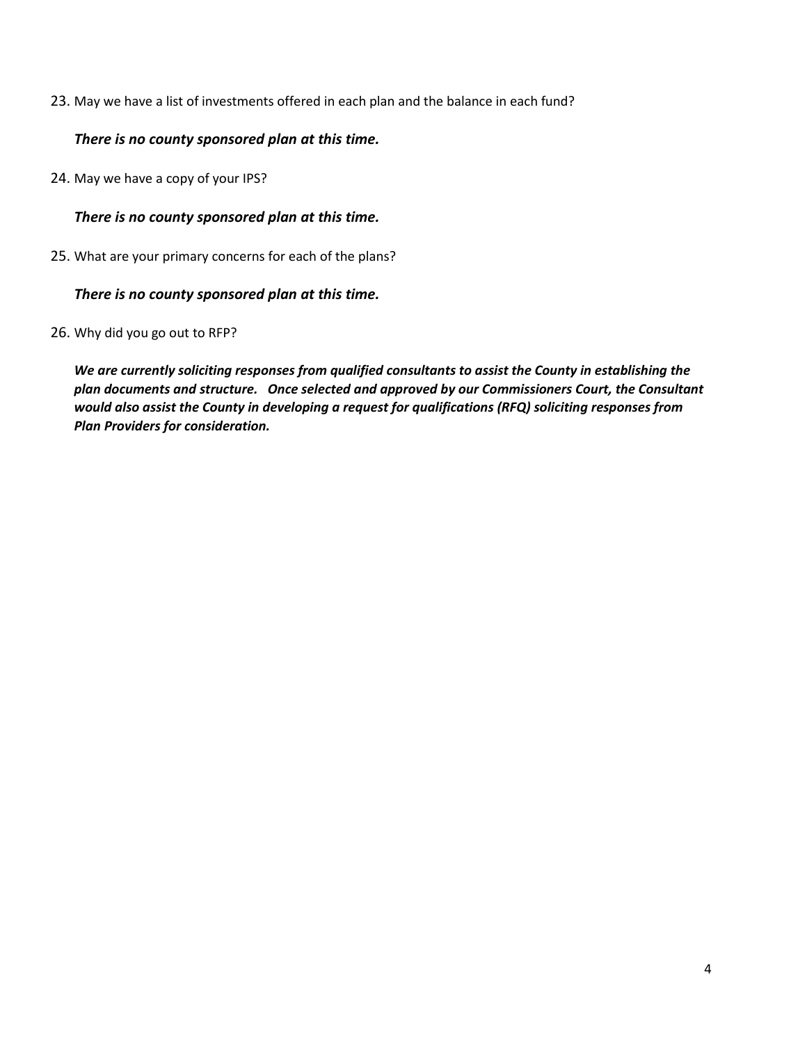23. May we have a list of investments offered in each plan and the balance in each fund?

***There is no county sponsored plan at this time.***

24. May we have a copy of your IPS?

***There is no county sponsored plan at this time.***

25. What are your primary concerns for each of the plans?

***There is no county sponsored plan at this time.***

26. Why did you go out to RFP?

***We are currently soliciting responses from qualified consultants to assist the County in establishing the plan documents and structure. Once selected and approved by our Commissioners Court, the Consultant would also assist the County in developing a request for qualifications (RFQ) soliciting responses from Plan Providers for consideration.***